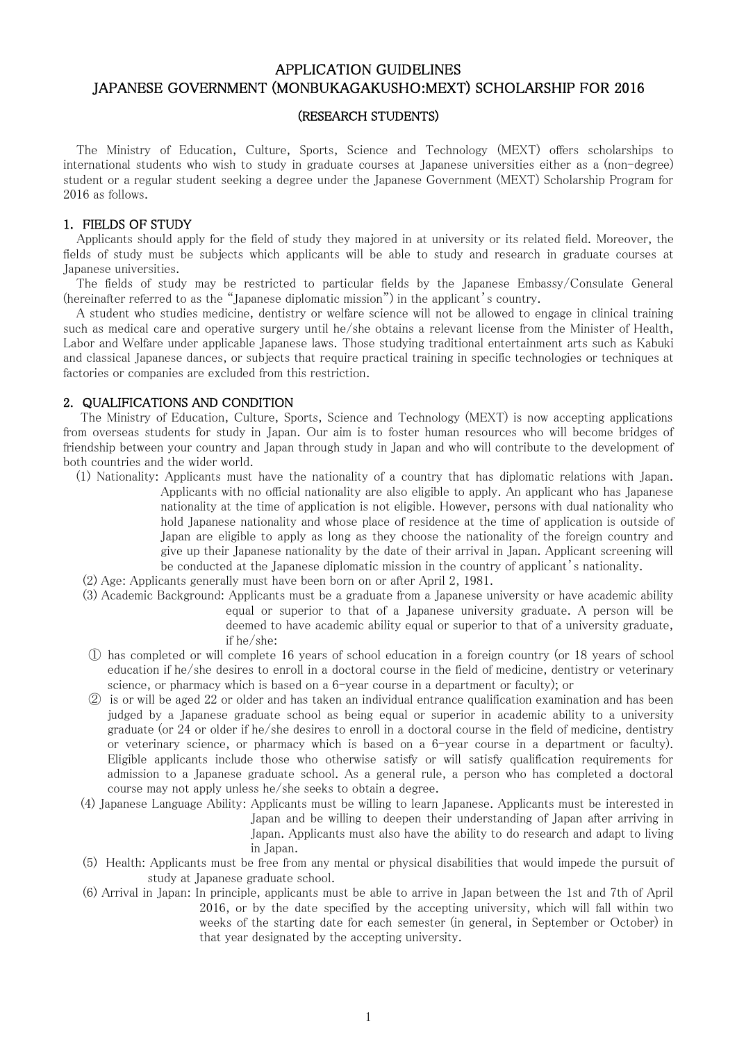# APPLICATION GUIDELINES
# JAPANESE GOVERNMENT (MONBUKAGAKUSHO:MEXT) SCHOLARSHIP FOR 2016

## (RESEARCH STUDENTS)

The Ministry of Education, Culture, Sports, Science and Technology (MEXT) offers scholarships to international students who wish to study in graduate courses at Japanese universities either as a (non-degree) student or a regular student seeking a degree under the Japanese Government (MEXT) Scholarship Program for 2016 as follows.

## 1. FIELDS OF STUDY

Applicants should apply for the field of study they majored in at university or its related field. Moreover, the fields of study must be subjects which applicants will be able to study and research in graduate courses at Japanese universities.

The fields of study may be restricted to particular fields by the Japanese Embassy/Consulate General (hereinafter referred to as the "Japanese diplomatic mission") in the applicant's country.

A student who studies medicine, dentistry or welfare science will not be allowed to engage in clinical training such as medical care and operative surgery until he/she obtains a relevant license from the Minister of Health, Labor and Welfare under applicable Japanese laws. Those studying traditional entertainment arts such as Kabuki and classical Japanese dances, or subjects that require practical training in specific technologies or techniques at factories or companies are excluded from this restriction.

## 2. QUALIFICATIONS AND CONDITION

The Ministry of Education, Culture, Sports, Science and Technology (MEXT) is now accepting applications from overseas students for study in Japan. Our aim is to foster human resources who will become bridges of friendship between your country and Japan through study in Japan and who will contribute to the development of both countries and the wider world.

(1) Nationality: Applicants must have the nationality of a country that has diplomatic relations with Japan. Applicants with no official nationality are also eligible to apply. An applicant who has Japanese nationality at the time of application is not eligible. However, persons with dual nationality who hold Japanese nationality and whose place of residence at the time of application is outside of Japan are eligible to apply as long as they choose the nationality of the foreign country and give up their Japanese nationality by the date of their arrival in Japan. Applicant screening will be conducted at the Japanese diplomatic mission in the country of applicant's nationality.

(2) Age: Applicants generally must have been born on or after April 2, 1981.

(3) Academic Background: Applicants must be a graduate from a Japanese university or have academic ability equal or superior to that of a Japanese university graduate. A person will be deemed to have academic ability equal or superior to that of a university graduate, if he/she:

① has completed or will complete 16 years of school education in a foreign country (or 18 years of school education if he/she desires to enroll in a doctoral course in the field of medicine, dentistry or veterinary science, or pharmacy which is based on a 6-year course in a department or faculty); or

② is or will be aged 22 or older and has taken an individual entrance qualification examination and has been judged by a Japanese graduate school as being equal or superior in academic ability to a university graduate (or 24 or older if he/she desires to enroll in a doctoral course in the field of medicine, dentistry or veterinary science, or pharmacy which is based on a 6-year course in a department or faculty). Eligible applicants include those who otherwise satisfy or will satisfy qualification requirements for admission to a Japanese graduate school. As a general rule, a person who has completed a doctoral course may not apply unless he/she seeks to obtain a degree.

(4) Japanese Language Ability: Applicants must be willing to learn Japanese. Applicants must be interested in Japan and be willing to deepen their understanding of Japan after arriving in Japan. Applicants must also have the ability to do research and adapt to living in Japan.

(5) Health: Applicants must be free from any mental or physical disabilities that would impede the pursuit of study at Japanese graduate school.

(6) Arrival in Japan: In principle, applicants must be able to arrive in Japan between the 1st and 7th of April 2016, or by the date specified by the accepting university, which will fall within two weeks of the starting date for each semester (in general, in September or October) in that year designated by the accepting university.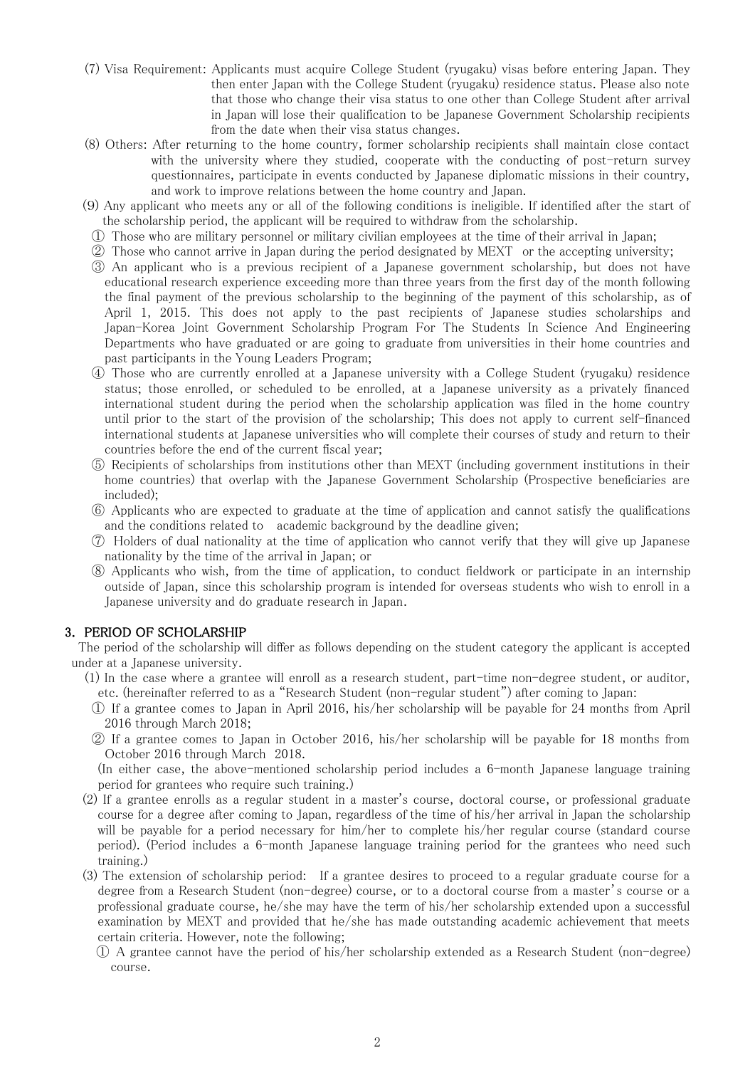(7) Visa Requirement: Applicants must acquire College Student (ryugaku) visas before entering Japan. They then enter Japan with the College Student (ryugaku) residence status. Please also note that those who change their visa status to one other than College Student after arrival in Japan will lose their qualification to be Japanese Government Scholarship recipients from the date when their visa status changes.

(8) Others: After returning to the home country, former scholarship recipients shall maintain close contact with the university where they studied, cooperate with the conducting of post-return survey questionnaires, participate in events conducted by Japanese diplomatic missions in their country, and work to improve relations between the home country and Japan.

(9) Any applicant who meets any or all of the following conditions is ineligible. If identified after the start of the scholarship period, the applicant will be required to withdraw from the scholarship.

① Those who are military personnel or military civilian employees at the time of their arrival in Japan;

② Those who cannot arrive in Japan during the period designated by MEXT or the accepting university;

③ An applicant who is a previous recipient of a Japanese government scholarship, but does not have educational research experience exceeding more than three years from the first day of the month following the final payment of the previous scholarship to the beginning of the payment of this scholarship, as of April 1, 2015. This does not apply to the past recipients of Japanese studies scholarships and Japan-Korea Joint Government Scholarship Program For The Students In Science And Engineering Departments who have graduated or are going to graduate from universities in their home countries and past participants in the Young Leaders Program;

④ Those who are currently enrolled at a Japanese university with a College Student (ryugaku) residence status; those enrolled, or scheduled to be enrolled, at a Japanese university as a privately financed international student during the period when the scholarship application was filed in the home country until prior to the start of the provision of the scholarship; This does not apply to current self-financed international students at Japanese universities who will complete their courses of study and return to their countries before the end of the current fiscal year;

⑤ Recipients of scholarships from institutions other than MEXT (including government institutions in their home countries) that overlap with the Japanese Government Scholarship (Prospective beneficiaries are included);

⑥ Applicants who are expected to graduate at the time of application and cannot satisfy the qualifications and the conditions related to academic background by the deadline given;

⑦ Holders of dual nationality at the time of application who cannot verify that they will give up Japanese nationality by the time of the arrival in Japan; or

⑧ Applicants who wish, from the time of application, to conduct fieldwork or participate in an internship outside of Japan, since this scholarship program is intended for overseas students who wish to enroll in a Japanese university and do graduate research in Japan.

## 3. PERIOD OF SCHOLARSHIP

The period of the scholarship will differ as follows depending on the student category the applicant is accepted under at a Japanese university.

(1) In the case where a grantee will enroll as a research student, part-time non-degree student, or auditor, etc. (hereinafter referred to as a "Research Student (non-regular student") after coming to Japan:

① If a grantee comes to Japan in April 2016, his/her scholarship will be payable for 24 months from April 2016 through March 2018;

② If a grantee comes to Japan in October 2016, his/her scholarship will be payable for 18 months from October 2016 through March 2018.

(In either case, the above-mentioned scholarship period includes a 6-month Japanese language training period for grantees who require such training.)

(2) If a grantee enrolls as a regular student in a master's course, doctoral course, or professional graduate course for a degree after coming to Japan, regardless of the time of his/her arrival in Japan the scholarship will be payable for a period necessary for him/her to complete his/her regular course (standard course period). (Period includes a 6-month Japanese language training period for the grantees who need such training.)

(3) The extension of scholarship period: If a grantee desires to proceed to a regular graduate course for a degree from a Research Student (non-degree) course, or to a doctoral course from a master's course or a professional graduate course, he/she may have the term of his/her scholarship extended upon a successful examination by MEXT and provided that he/she has made outstanding academic achievement that meets certain criteria. However, note the following;

① A grantee cannot have the period of his/her scholarship extended as a Research Student (non-degree) course.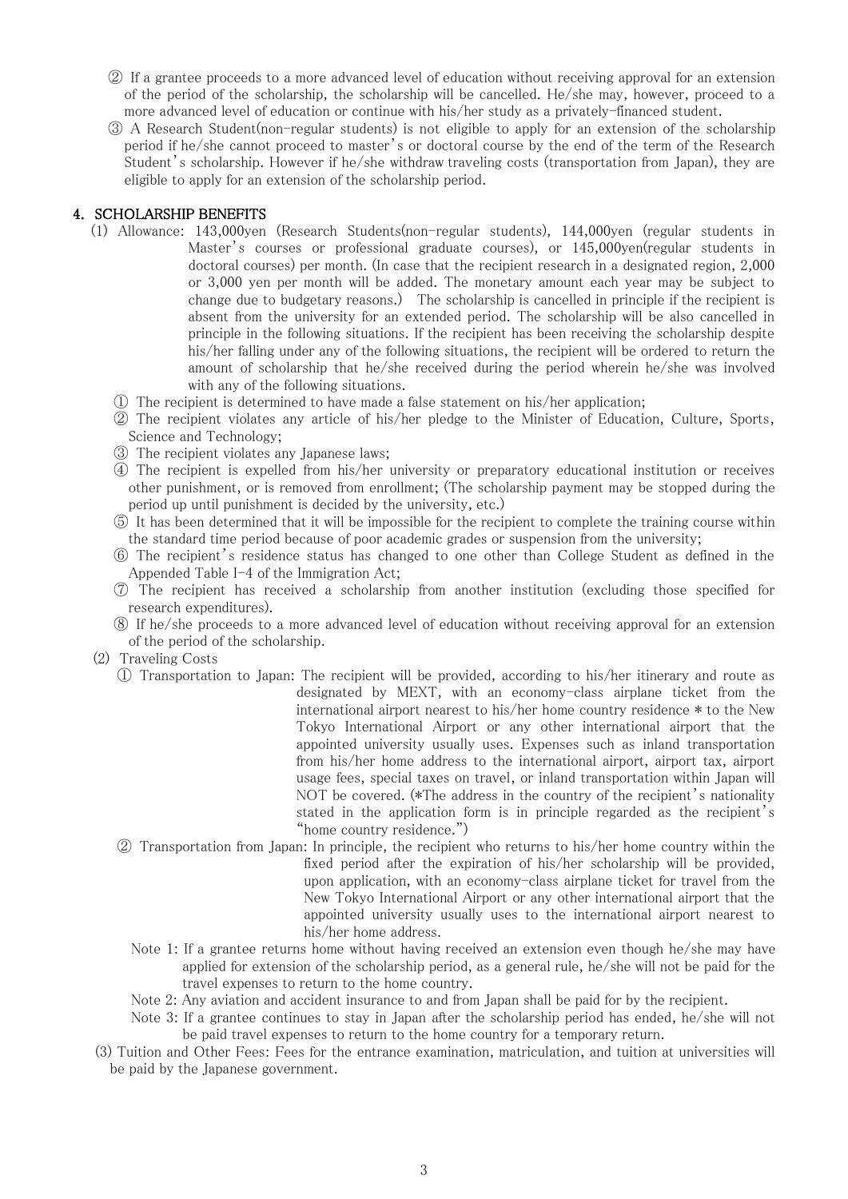② If a grantee proceeds to a more advanced level of education without receiving approval for an extension of the period of the scholarship, the scholarship will be cancelled. He/she may, however, proceed to a more advanced level of education or continue with his/her study as a privately-financed student.

③ A Research Student(non-regular students) is not eligible to apply for an extension of the scholarship period if he/she cannot proceed to master's or doctoral course by the end of the term of the Research Student's scholarship. However if he/she withdraw traveling costs (transportation from Japan), they are eligible to apply for an extension of the scholarship period.

## 4. SCHOLARSHIP BENEFITS

(1) Allowance: 143,000yen (Research Students(non-regular students), 144,000yen (regular students in Master's courses or professional graduate courses), or 145,000yen(regular students in doctoral courses) per month. (In case that the recipient research in a designated region, 2,000 or 3,000 yen per month will be added. The monetary amount each year may be subject to change due to budgetary reasons.) The scholarship is cancelled in principle if the recipient is absent from the university for an extended period. The scholarship will be also cancelled in principle in the following situations. If the recipient has been receiving the scholarship despite his/her falling under any of the following situations, the recipient will be ordered to return the amount of scholarship that he/she received during the period wherein he/she was involved with any of the following situations.

① The recipient is determined to have made a false statement on his/her application;

② The recipient violates any article of his/her pledge to the Minister of Education, Culture, Sports, Science and Technology;

③ The recipient violates any Japanese laws;

④ The recipient is expelled from his/her university or preparatory educational institution or receives other punishment, or is removed from enrollment; (The scholarship payment may be stopped during the period up until punishment is decided by the university, etc.)

⑤ It has been determined that it will be impossible for the recipient to complete the training course within the standard time period because of poor academic grades or suspension from the university;

⑥ The recipient's residence status has changed to one other than College Student as defined in the Appended Table I-4 of the Immigration Act;

⑦ The recipient has received a scholarship from another institution (excluding those specified for research expenditures).

⑧ If he/she proceeds to a more advanced level of education without receiving approval for an extension of the period of the scholarship.

(2) Traveling Costs

① Transportation to Japan: The recipient will be provided, according to his/her itinerary and route as designated by MEXT, with an economy-class airplane ticket from the international airport nearest to his/her home country residence * to the New Tokyo International Airport or any other international airport that the appointed university usually uses. Expenses such as inland transportation from his/her home address to the international airport, airport tax, airport usage fees, special taxes on travel, or inland transportation within Japan will NOT be covered. (*The address in the country of the recipient's nationality stated in the application form is in principle regarded as the recipient's "home country residence.")

② Transportation from Japan: In principle, the recipient who returns to his/her home country within the fixed period after the expiration of his/her scholarship will be provided, upon application, with an economy-class airplane ticket for travel from the New Tokyo International Airport or any other international airport that the appointed university usually uses to the international airport nearest to his/her home address.

Note 1: If a grantee returns home without having received an extension even though he/she may have applied for extension of the scholarship period, as a general rule, he/she will not be paid for the travel expenses to return to the home country.

Note 2: Any aviation and accident insurance to and from Japan shall be paid for by the recipient.

Note 3: If a grantee continues to stay in Japan after the scholarship period has ended, he/she will not be paid travel expenses to return to the home country for a temporary return.

(3) Tuition and Other Fees: Fees for the entrance examination, matriculation, and tuition at universities will be paid by the Japanese government.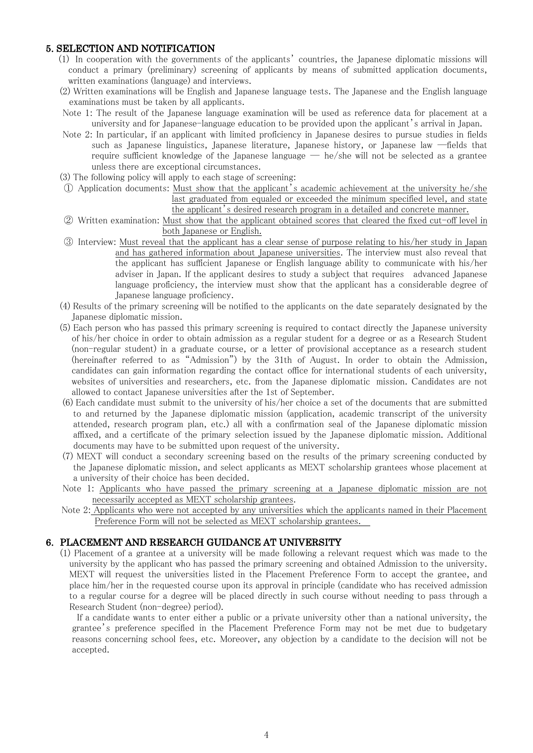## 5. SELECTION AND NOTIFICATION

(1) In cooperation with the governments of the applicants' countries, the Japanese diplomatic missions will conduct a primary (preliminary) screening of applicants by means of submitted application documents, written examinations (language) and interviews.

(2) Written examinations will be English and Japanese language tests. The Japanese and the English language examinations must be taken by all applicants.

Note 1: The result of the Japanese language examination will be used as reference data for placement at a university and for Japanese-language education to be provided upon the applicant's arrival in Japan.

Note 2: In particular, if an applicant with limited proficiency in Japanese desires to pursue studies in fields such as Japanese linguistics, Japanese literature, Japanese history, or Japanese law —fields that require sufficient knowledge of the Japanese language — he/she will not be selected as a grantee unless there are exceptional circumstances.

(3) The following policy will apply to each stage of screening:

① Application documents: Must show that the applicant's academic achievement at the university he/she last graduated from equaled or exceeded the minimum specified level, and state the applicant's desired research program in a detailed and concrete manner.

② Written examination: Must show that the applicant obtained scores that cleared the fixed cut-off level in both Japanese or English.

③ Interview: Must reveal that the applicant has a clear sense of purpose relating to his/her study in Japan and has gathered information about Japanese universities. The interview must also reveal that the applicant has sufficient Japanese or English language ability to communicate with his/her adviser in Japan. If the applicant desires to study a subject that requires advanced Japanese language proficiency, the interview must show that the applicant has a considerable degree of Japanese language proficiency.

(4) Results of the primary screening will be notified to the applicants on the date separately designated by the Japanese diplomatic mission.

(5) Each person who has passed this primary screening is required to contact directly the Japanese university of his/her choice in order to obtain admission as a regular student for a degree or as a Research Student (non-regular student) in a graduate course, or a letter of provisional acceptance as a research student (hereinafter referred to as "Admission") by the 31th of August. In order to obtain the Admission, candidates can gain information regarding the contact office for international students of each university, websites of universities and researchers, etc. from the Japanese diplomatic mission. Candidates are not allowed to contact Japanese universities after the 1st of September.

(6) Each candidate must submit to the university of his/her choice a set of the documents that are submitted to and returned by the Japanese diplomatic mission (application, academic transcript of the university attended, research program plan, etc.) all with a confirmation seal of the Japanese diplomatic mission affixed, and a certificate of the primary selection issued by the Japanese diplomatic mission. Additional documents may have to be submitted upon request of the university.

(7) MEXT will conduct a secondary screening based on the results of the primary screening conducted by the Japanese diplomatic mission, and select applicants as MEXT scholarship grantees whose placement at a university of their choice has been decided.

Note 1: Applicants who have passed the primary screening at a Japanese diplomatic mission are not necessarily accepted as MEXT scholarship grantees.

Note 2: Applicants who were not accepted by any universities which the applicants named in their Placement Preference Form will not be selected as MEXT scholarship grantees.

## 6. PLACEMENT AND RESEARCH GUIDANCE AT UNIVERSITY

(1) Placement of a grantee at a university will be made following a relevant request which was made to the university by the applicant who has passed the primary screening and obtained Admission to the university. MEXT will request the universities listed in the Placement Preference Form to accept the grantee, and place him/her in the requested course upon its approval in principle (candidate who has received admission to a regular course for a degree will be placed directly in such course without needing to pass through a Research Student (non-degree) period).

If a candidate wants to enter either a public or a private university other than a national university, the grantee's preference specified in the Placement Preference Form may not be met due to budgetary reasons concerning school fees, etc. Moreover, any objection by a candidate to the decision will not be accepted.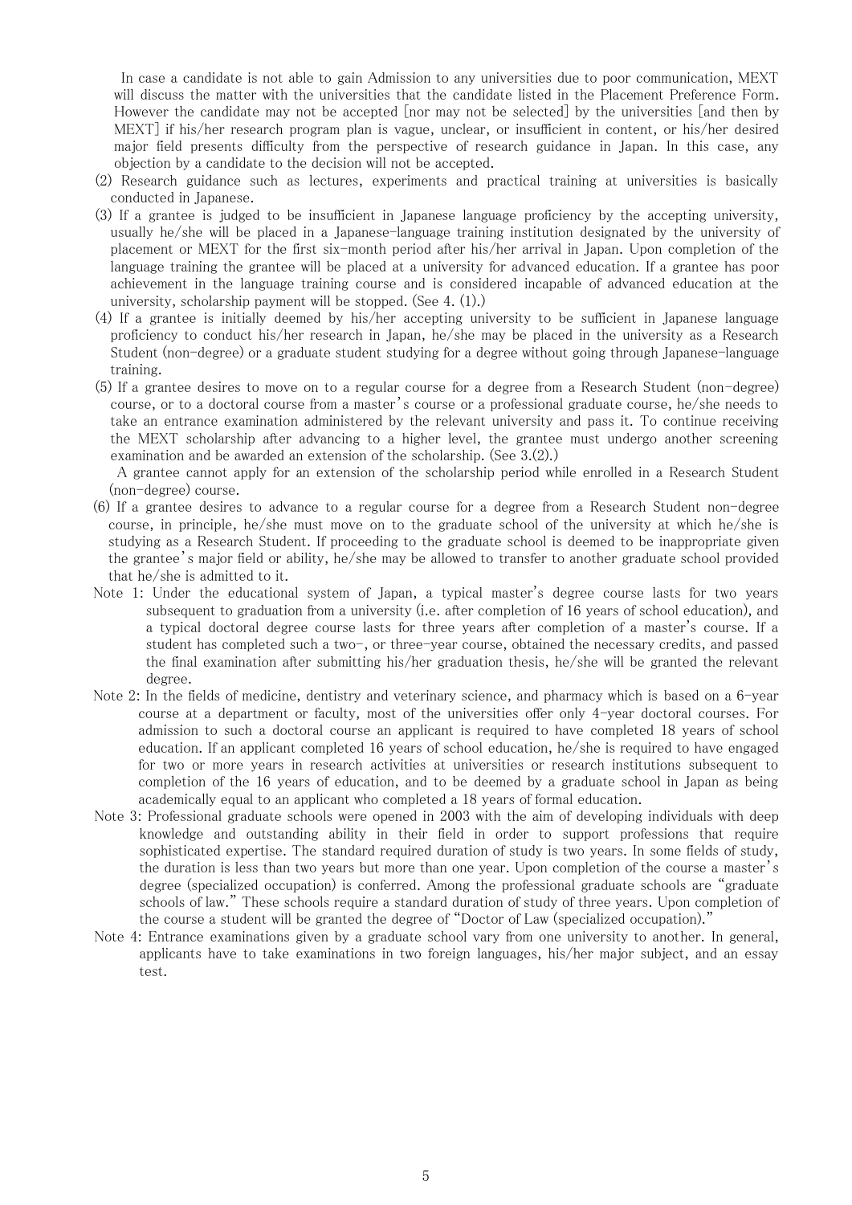In case a candidate is not able to gain Admission to any universities due to poor communication, MEXT will discuss the matter with the universities that the candidate listed in the Placement Preference Form. However the candidate may not be accepted [nor may not be selected] by the universities [and then by MEXT] if his/her research program plan is vague, unclear, or insufficient in content, or his/her desired major field presents difficulty from the perspective of research guidance in Japan. In this case, any objection by a candidate to the decision will not be accepted.

(2) Research guidance such as lectures, experiments and practical training at universities is basically conducted in Japanese.

(3) If a grantee is judged to be insufficient in Japanese language proficiency by the accepting university, usually he/she will be placed in a Japanese-language training institution designated by the university of placement or MEXT for the first six-month period after his/her arrival in Japan. Upon completion of the language training the grantee will be placed at a university for advanced education. If a grantee has poor achievement in the language training course and is considered incapable of advanced education at the university, scholarship payment will be stopped. (See 4. (1).)

(4) If a grantee is initially deemed by his/her accepting university to be sufficient in Japanese language proficiency to conduct his/her research in Japan, he/she may be placed in the university as a Research Student (non-degree) or a graduate student studying for a degree without going through Japanese-language training.

(5) If a grantee desires to move on to a regular course for a degree from a Research Student (non-degree) course, or to a doctoral course from a master's course or a professional graduate course, he/she needs to take an entrance examination administered by the relevant university and pass it. To continue receiving the MEXT scholarship after advancing to a higher level, the grantee must undergo another screening examination and be awarded an extension of the scholarship. (See 3.(2).)

A grantee cannot apply for an extension of the scholarship period while enrolled in a Research Student (non-degree) course.

(6) If a grantee desires to advance to a regular course for a degree from a Research Student non-degree course, in principle, he/she must move on to the graduate school of the university at which he/she is studying as a Research Student. If proceeding to the graduate school is deemed to be inappropriate given the grantee's major field or ability, he/she may be allowed to transfer to another graduate school provided that he/she is admitted to it.

Note 1: Under the educational system of Japan, a typical master's degree course lasts for two years subsequent to graduation from a university (i.e. after completion of 16 years of school education), and a typical doctoral degree course lasts for three years after completion of a master's course. If a student has completed such a two-, or three-year course, obtained the necessary credits, and passed the final examination after submitting his/her graduation thesis, he/she will be granted the relevant degree.

Note 2: In the fields of medicine, dentistry and veterinary science, and pharmacy which is based on a 6-year course at a department or faculty, most of the universities offer only 4-year doctoral courses. For admission to such a doctoral course an applicant is required to have completed 18 years of school education. If an applicant completed 16 years of school education, he/she is required to have engaged for two or more years in research activities at universities or research institutions subsequent to completion of the 16 years of education, and to be deemed by a graduate school in Japan as being academically equal to an applicant who completed a 18 years of formal education.

Note 3: Professional graduate schools were opened in 2003 with the aim of developing individuals with deep knowledge and outstanding ability in their field in order to support professions that require sophisticated expertise. The standard required duration of study is two years. In some fields of study, the duration is less than two years but more than one year. Upon completion of the course a master's degree (specialized occupation) is conferred. Among the professional graduate schools are "graduate schools of law." These schools require a standard duration of study of three years. Upon completion of the course a student will be granted the degree of "Doctor of Law (specialized occupation)."

Note 4: Entrance examinations given by a graduate school vary from one university to another. In general, applicants have to take examinations in two foreign languages, his/her major subject, and an essay test.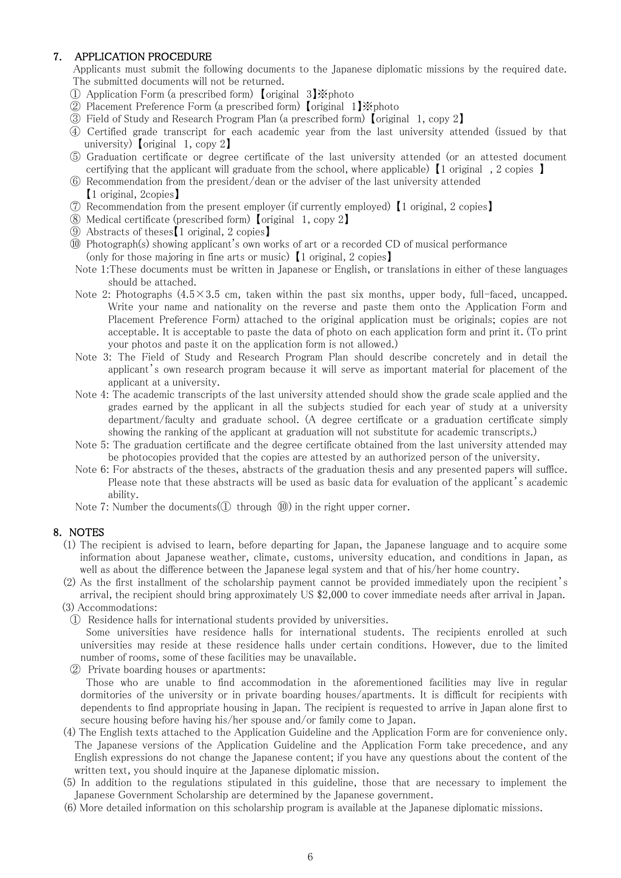## 7. APPLICATION PROCEDURE

Applicants must submit the following documents to the Japanese diplomatic missions by the required date. The submitted documents will not be returned.

① Application Form (a prescribed form) 【original 3】※photo

② Placement Preference Form (a prescribed form) 【original 1】※photo

③ Field of Study and Research Program Plan (a prescribed form) 【original 1, copy 2】

④ Certified grade transcript for each academic year from the last university attended (issued by that university) 【original 1, copy 2】

⑤ Graduation certificate or degree certificate of the last university attended (or an attested document certifying that the applicant will graduate from the school, where applicable) 【1 original , 2 copies 】

⑥ Recommendation from the president/dean or the adviser of the last university attended 【1 original, 2copies】

⑦ Recommendation from the present employer (if currently employed) 【1 original, 2 copies】

⑧ Medical certificate (prescribed form) 【original 1, copy 2】

⑨ Abstracts of theses【1 original, 2 copies】

⑩ Photograph(s) showing applicant's own works of art or a recorded CD of musical performance (only for those majoring in fine arts or music) 【1 original, 2 copies】

Note 1:These documents must be written in Japanese or English, or translations in either of these languages should be attached.

Note 2: Photographs (4.5×3.5 cm, taken within the past six months, upper body, full-faced, uncapped. Write your name and nationality on the reverse and paste them onto the Application Form and Placement Preference Form) attached to the original application must be originals; copies are not acceptable. It is acceptable to paste the data of photo on each application form and print it. (To print your photos and paste it on the application form is not allowed.)

Note 3: The Field of Study and Research Program Plan should describe concretely and in detail the applicant's own research program because it will serve as important material for placement of the applicant at a university.

Note 4: The academic transcripts of the last university attended should show the grade scale applied and the grades earned by the applicant in all the subjects studied for each year of study at a university department/faculty and graduate school. (A degree certificate or a graduation certificate simply showing the ranking of the applicant at graduation will not substitute for academic transcripts.)

Note 5: The graduation certificate and the degree certificate obtained from the last university attended may be photocopies provided that the copies are attested by an authorized person of the university.

Note 6: For abstracts of the theses, abstracts of the graduation thesis and any presented papers will suffice. Please note that these abstracts will be used as basic data for evaluation of the applicant's academic ability.

Note 7: Number the documents(① through ⑩) in the right upper corner.

## 8. NOTES

(1) The recipient is advised to learn, before departing for Japan, the Japanese language and to acquire some information about Japanese weather, climate, customs, university education, and conditions in Japan, as well as about the difference between the Japanese legal system and that of his/her home country.

(2) As the first installment of the scholarship payment cannot be provided immediately upon the recipient's arrival, the recipient should bring approximately US $2,000 to cover immediate needs after arrival in Japan.

(3) Accommodations:

① Residence halls for international students provided by universities.

Some universities have residence halls for international students. The recipients enrolled at such universities may reside at these residence halls under certain conditions. However, due to the limited number of rooms, some of these facilities may be unavailable.

② Private boarding houses or apartments:

Those who are unable to find accommodation in the aforementioned facilities may live in regular dormitories of the university or in private boarding houses/apartments. It is difficult for recipients with dependents to find appropriate housing in Japan. The recipient is requested to arrive in Japan alone first to secure housing before having his/her spouse and/or family come to Japan.

(4) The English texts attached to the Application Guideline and the Application Form are for convenience only. The Japanese versions of the Application Guideline and the Application Form take precedence, and any English expressions do not change the Japanese content; if you have any questions about the content of the written text, you should inquire at the Japanese diplomatic mission.

(5) In addition to the regulations stipulated in this guideline, those that are necessary to implement the Japanese Government Scholarship are determined by the Japanese government.

(6) More detailed information on this scholarship program is available at the Japanese diplomatic missions.